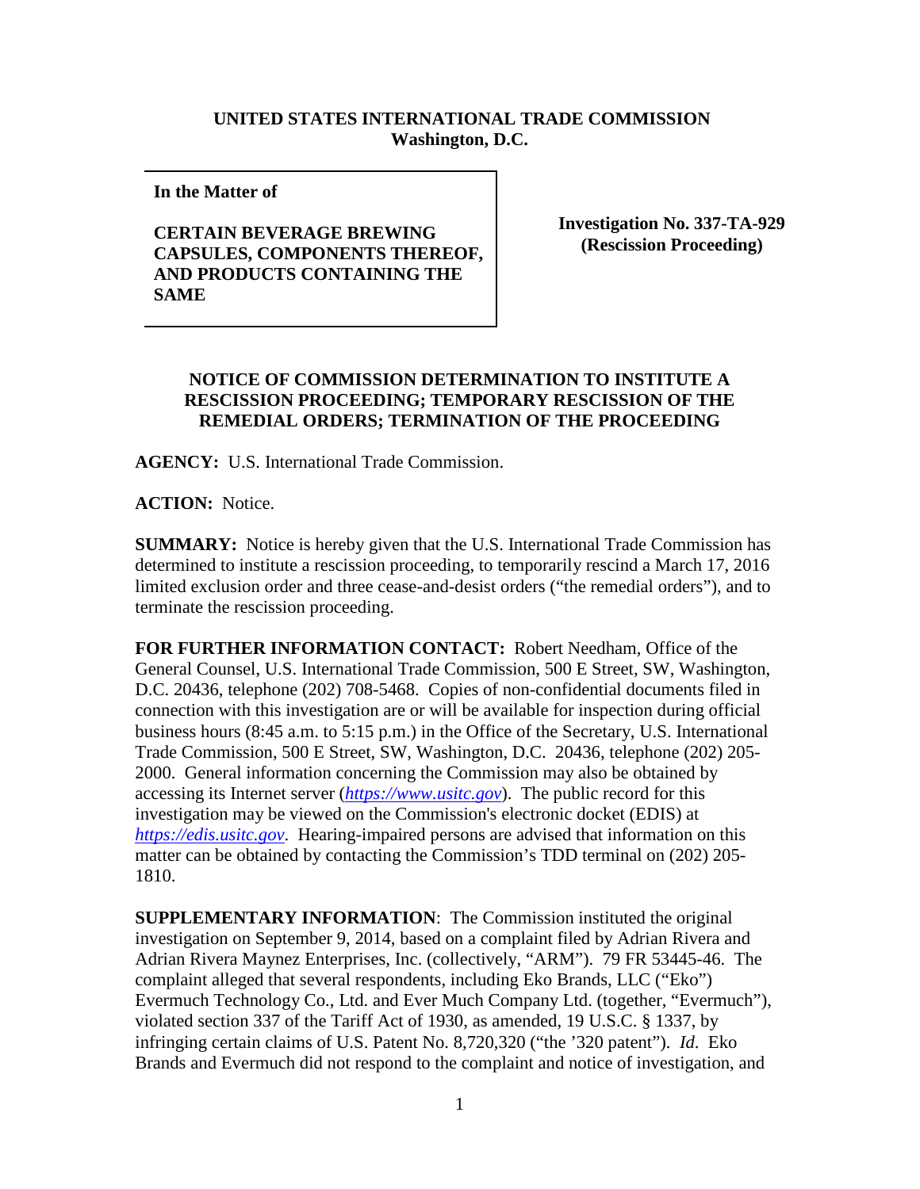**UNITED STATES INTERNATIONAL TRADE COMMISSION**
**Washington, D.C.**

| **In the Matter of**<br><br>**CERTAIN BEVERAGE BREWING CAPSULES, COMPONENTS THEREOF, AND PRODUCTS CONTAINING THE SAME** | **Investigation No. 337-TA-929 (Rescission Proceeding)** |
|---|---|

**NOTICE OF COMMISSION DETERMINATION TO INSTITUTE A RESCISSION PROCEEDING; TEMPORARY RESCISSION OF THE REMEDIAL ORDERS; TERMINATION OF THE PROCEEDING**

**AGENCY:** U.S. International Trade Commission.

**ACTION:** Notice.

**SUMMARY:** Notice is hereby given that the U.S. International Trade Commission has determined to institute a rescission proceeding, to temporarily rescind a March 17, 2016 limited exclusion order and three cease-and-desist orders ("the remedial orders"), and to terminate the rescission proceeding.

**FOR FURTHER INFORMATION CONTACT:** Robert Needham, Office of the General Counsel, U.S. International Trade Commission, 500 E Street, SW, Washington, D.C. 20436, telephone (202) 708-5468. Copies of non-confidential documents filed in connection with this investigation are or will be available for inspection during official business hours (8:45 a.m. to 5:15 p.m.) in the Office of the Secretary, U.S. International Trade Commission, 500 E Street, SW, Washington, D.C. 20436, telephone (202) 205-2000. General information concerning the Commission may also be obtained by accessing its Internet server (*https://www.usitc.gov*). The public record for this investigation may be viewed on the Commission's electronic docket (EDIS) at *https://edis.usitc.gov*. Hearing-impaired persons are advised that information on this matter can be obtained by contacting the Commission's TDD terminal on (202) 205-1810.

**SUPPLEMENTARY INFORMATION**: The Commission instituted the original investigation on September 9, 2014, based on a complaint filed by Adrian Rivera and Adrian Rivera Maynez Enterprises, Inc. (collectively, "ARM"). 79 FR 53445-46. The complaint alleged that several respondents, including Eko Brands, LLC ("Eko") Evermuch Technology Co., Ltd. and Ever Much Company Ltd. (together, "Evermuch"), violated section 337 of the Tariff Act of 1930, as amended, 19 U.S.C. § 1337, by infringing certain claims of U.S. Patent No. 8,720,320 ("the '320 patent"). *Id*. Eko Brands and Evermuch did not respond to the complaint and notice of investigation, and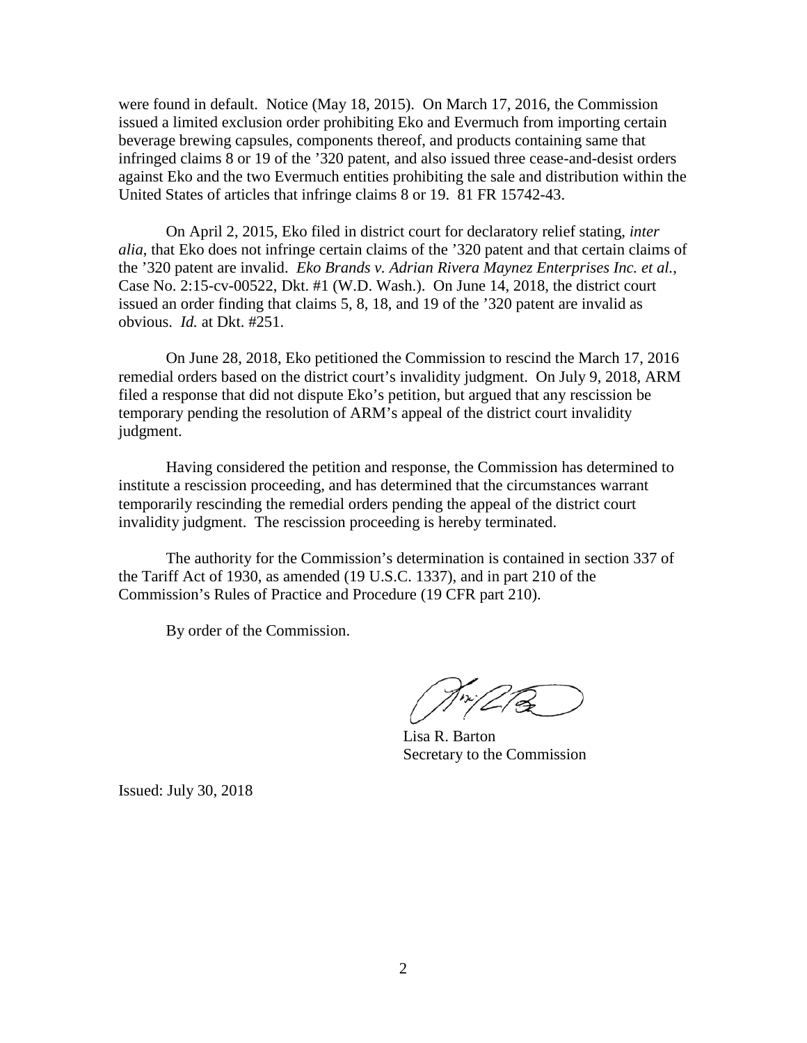were found in default. Notice (May 18, 2015). On March 17, 2016, the Commission issued a limited exclusion order prohibiting Eko and Evermuch from importing certain beverage brewing capsules, components thereof, and products containing same that infringed claims 8 or 19 of the '320 patent, and also issued three cease-and-desist orders against Eko and the two Evermuch entities prohibiting the sale and distribution within the United States of articles that infringe claims 8 or 19. 81 FR 15742-43.

On April 2, 2015, Eko filed in district court for declaratory relief stating, *inter alia*, that Eko does not infringe certain claims of the '320 patent and that certain claims of the '320 patent are invalid. *Eko Brands v. Adrian Rivera Maynez Enterprises Inc. et al.*, Case No. 2:15-cv-00522, Dkt. #1 (W.D. Wash.). On June 14, 2018, the district court issued an order finding that claims 5, 8, 18, and 19 of the '320 patent are invalid as obvious. *Id.* at Dkt. #251.

On June 28, 2018, Eko petitioned the Commission to rescind the March 17, 2016 remedial orders based on the district court's invalidity judgment. On July 9, 2018, ARM filed a response that did not dispute Eko's petition, but argued that any rescission be temporary pending the resolution of ARM's appeal of the district court invalidity judgment.

Having considered the petition and response, the Commission has determined to institute a rescission proceeding, and has determined that the circumstances warrant temporarily rescinding the remedial orders pending the appeal of the district court invalidity judgment. The rescission proceeding is hereby terminated.

The authority for the Commission's determination is contained in section 337 of the Tariff Act of 1930, as amended (19 U.S.C. 1337), and in part 210 of the Commission's Rules of Practice and Procedure (19 CFR part 210).

By order of the Commission.

Lisa R. Barton
Secretary to the Commission

Issued: July 30, 2018